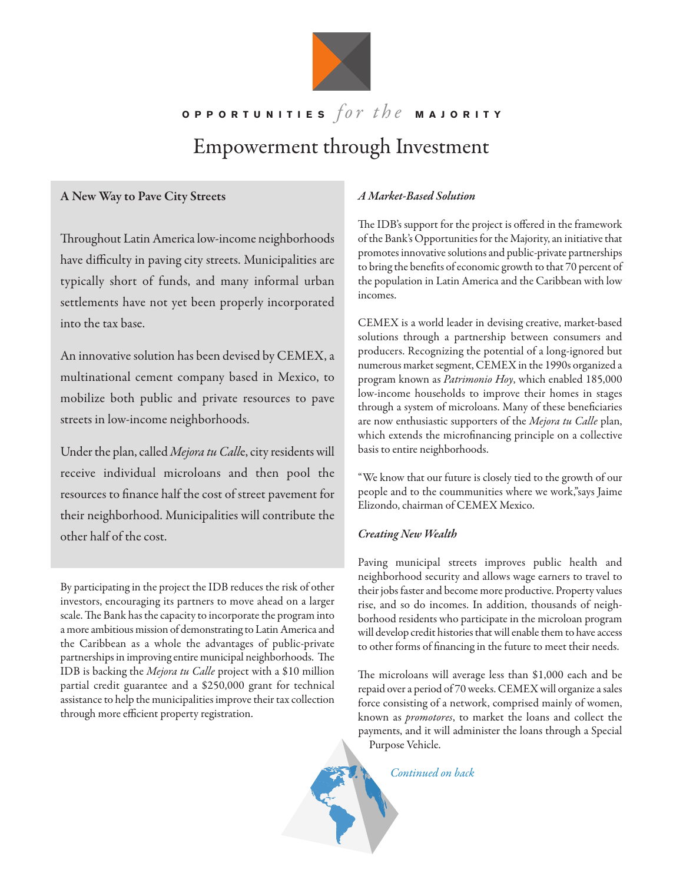**OPPORTUNITIES** *for the* **MAJORITY**

# Empowerment through Investment

## A New Way to Pave City Streets

Throughout Latin America low-income neighborhoods have difficulty in paving city streets. Municipalities are typically short of funds, and many informal urban settlements have not yet been properly incorporated into the tax base.

An innovative solution has been devised by CEMEX, a multinational cement company based in Mexico, to mobilize both public and private resources to pave streets in low-income neighborhoods.

Under the plan, called *Mejora tu Calle*, city residents will receive individual microloans and then pool the resources to finance half the cost of street pavement for their neighborhood. Municipalities will contribute the other half of the cost.

By participating in the project the IDB reduces the risk of other investors, encouraging its partners to move ahead on a larger scale. The Bank has the capacity to incorporate the program into a more ambitious mission of demonstrating to Latin America and the Caribbean as a whole the advantages of public-private partnerships in improving entire municipal neighborhoods. The IDB is backing the *Mejora tu Calle* project with a $10 million partial credit guarantee and a $250,000 grant for technical assistance to help the municipalities improve their tax collection through more efficient property registration.

### *A Market-Based Solution*

The IDB's support for the project is offered in the framework of the Bank's Opportunities for the Majority, an initiative that promotes innovative solutions and public-private partnerships to bring the benefits of economic growth to that 70 percent of the population in Latin America and the Caribbean with low incomes.

CEMEX is a world leader in devising creative, market-based solutions through a partnership between consumers and producers. Recognizing the potential of a long-ignored but numerous market segment, CEMEX in the 1990s organized a program known as *Patrimonio Hoy*, which enabled 185,000 low-income households to improve their homes in stages through a system of microloans. Many of these beneficiaries are now enthusiastic supporters of the *Mejora tu Calle* plan, which extends the microfinancing principle on a collective basis to entire neighborhoods.

"We know that our future is closely tied to the growth of our people and to the coummunities where we work,"says Jaime Elizondo, chairman of CEMEX Mexico.

### *Creating New Wealth*

Paving municipal streets improves public health and neighborhood security and allows wage earners to travel to their jobs faster and become more productive. Property values rise, and so do incomes. In addition, thousands of neighborhood residents who participate in the microloan program will develop credit histories that will enable them to have access to other forms of financing in the future to meet their needs.

The microloans will average less than $1,000 each and be repaid over a period of 70 weeks. CEMEX will organize a sales force consisting of a network, comprised mainly of women, known as *promotores*, to market the loans and collect the payments, and it will administer the loans through a Special Purpose Vehicle.

*Continued on back*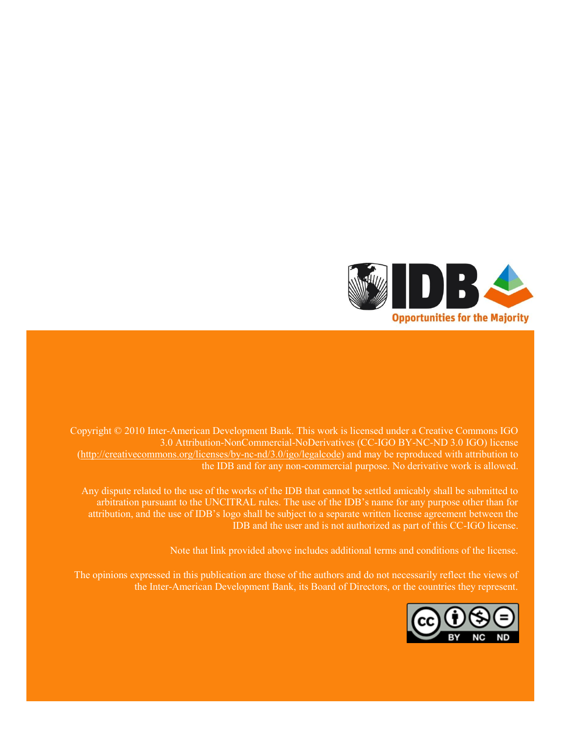Opportunities for the Majority

Copyright © 2010 Inter-American Development Bank. This work is licensed under a Creative Commons IGO 3.0 Attribution-NonCommercial-NoDerivatives (CC-IGO BY-NC-ND 3.0 IGO) license (http://creativecommons.org/licenses/by-nc-nd/3.0/igo/legalcode) and may be reproduced with attribution to the IDB and for any non-commercial purpose. No derivative work is allowed.

Any dispute related to the use of the works of the IDB that cannot be settled amicably shall be submitted to arbitration pursuant to the UNCITRAL rules. The use of the IDB's name for any purpose other than for attribution, and the use of IDB's logo shall be subject to a separate written license agreement between the IDB and the user and is not authorized as part of this CC-IGO license.

Note that link provided above includes additional terms and conditions of the license.

The opinions expressed in this publication are those of the authors and do not necessarily reflect the views of the Inter-American Development Bank, its Board of Directors, or the countries they represent.